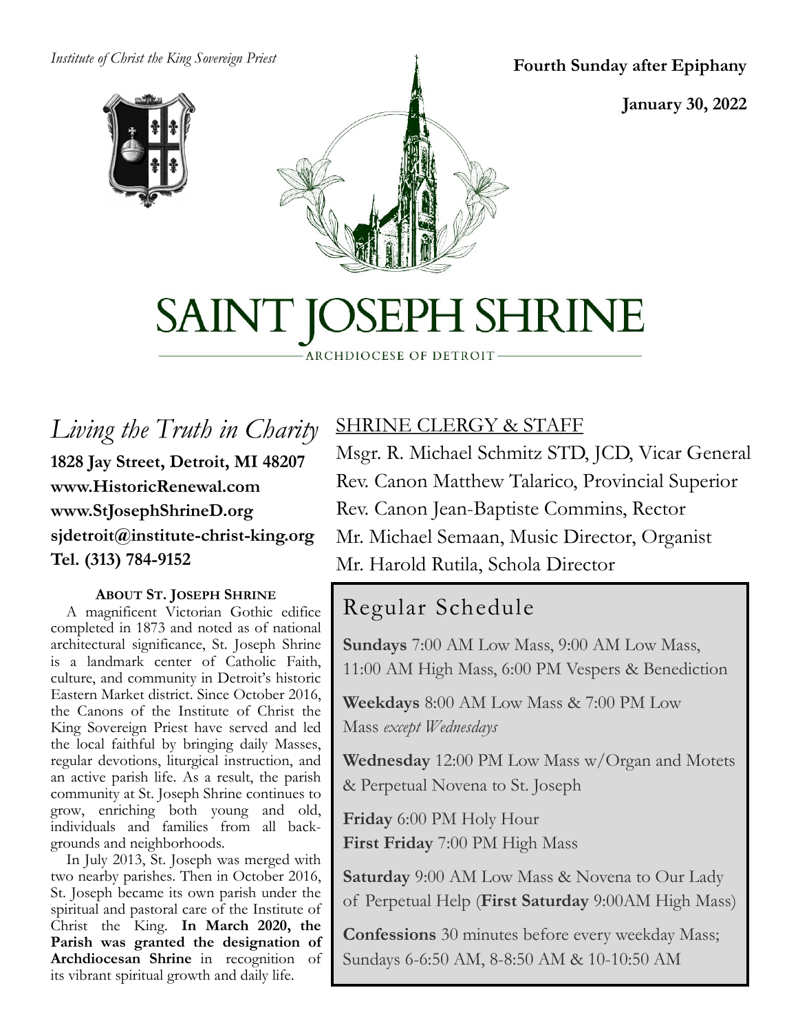*Institute of Christ the King Sovereign Priest*

**Fourth Sunday after Epiphany**

**January 30, 2022**

# SAINT JOSEPH SHRINE

ARCHDIOCESE OF DETROIT

## *Living the Truth in Charity*

**1828 Jay Street, Detroit, MI 48207**
**www.HistoricRenewal.com**
**www.StJosephShrineD.org**
**sjdetroit@institute-christ-king.org**
**Tel. (313) 784-9152**

### ABOUT ST. JOSEPH SHRINE

A magnificent Victorian Gothic edifice completed in 1873 and noted as of national architectural significance, St. Joseph Shrine is a landmark center of Catholic Faith, culture, and community in Detroit's historic Eastern Market district. Since October 2016, the Canons of the Institute of Christ the King Sovereign Priest have served and led the local faithful by bringing daily Masses, regular devotions, liturgical instruction, and an active parish life. As a result, the parish community at St. Joseph Shrine continues to grow, enriching both young and old, individuals and families from all backgrounds and neighborhoods.

In July 2013, St. Joseph was merged with two nearby parishes. Then in October 2016, St. Joseph became its own parish under the spiritual and pastoral care of the Institute of Christ the King. **In March 2020, the Parish was granted the designation of Archdiocesan Shrine** in recognition of its vibrant spiritual growth and daily life.

## SHRINE CLERGY & STAFF

Msgr. R. Michael Schmitz STD, JCD, Vicar General
Rev. Canon Matthew Talarico, Provincial Superior
Rev. Canon Jean-Baptiste Commins, Rector
Mr. Michael Semaan, Music Director, Organist
Mr. Harold Rutila, Schola Director

## Regular Schedule

**Sundays** 7:00 AM Low Mass, 9:00 AM Low Mass, 11:00 AM High Mass, 6:00 PM Vespers & Benediction

**Weekdays** 8:00 AM Low Mass & 7:00 PM Low Mass *except Wednesdays*

**Wednesday** 12:00 PM Low Mass w/Organ and Motets & Perpetual Novena to St. Joseph

**Friday** 6:00 PM Holy Hour
**First Friday** 7:00 PM High Mass

**Saturday** 9:00 AM Low Mass & Novena to Our Lady of Perpetual Help (**First Saturday** 9:00AM High Mass)

**Confessions** 30 minutes before every weekday Mass; Sundays 6-6:50 AM, 8-8:50 AM & 10-10:50 AM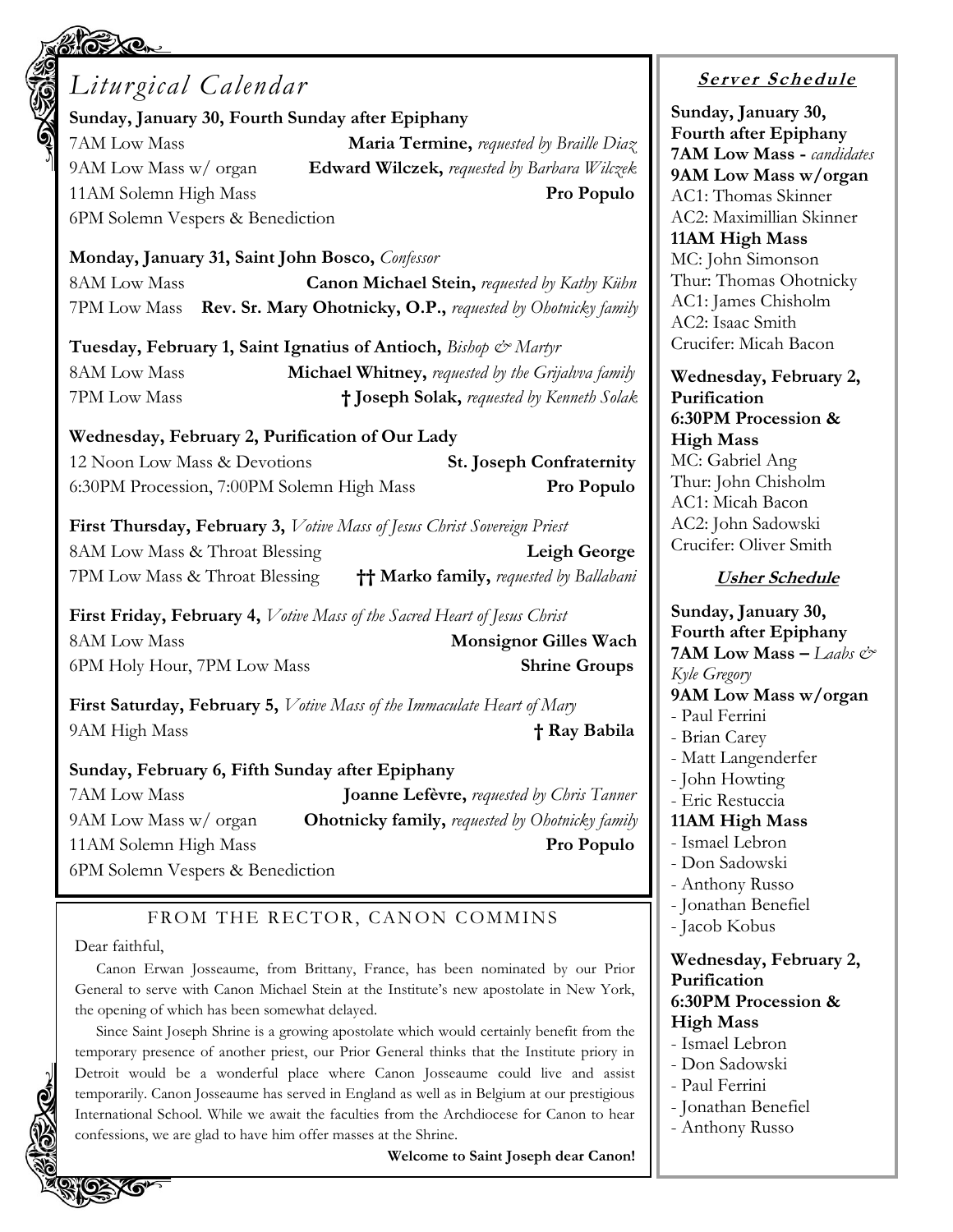## *Liturgical Calendar*

**Sunday, January 30, Fourth Sunday after Epiphany**

7AM Low Mass — **Maria Termine,** *requested by Braille Diaz*
9AM Low Mass w/ organ — **Edward Wilczek,** *requested by Barbara Wilczek*
11AM Solemn High Mass — **Pro Populo**
6PM Solemn Vespers & Benediction

**Monday, January 31, Saint John Bosco,** *Confessor*

8AM Low Mass — **Canon Michael Stein,** *requested by Kathy Kühn*
7PM Low Mass — **Rev. Sr. Mary Ohotnicky, O.P.,** *requested by Ohotnicky family*

**Tuesday, February 1, Saint Ignatius of Antioch,** *Bishop & Martyr*

8AM Low Mass — **Michael Whitney,** *requested by the Grijalva family*
7PM Low Mass — **† Joseph Solak,** *requested by Kenneth Solak*

**Wednesday, February 2, Purification of Our Lady**

12 Noon Low Mass & Devotions — **St. Joseph Confraternity**
6:30PM Procession, 7:00PM Solemn High Mass — **Pro Populo**

**First Thursday, February 3,** *Votive Mass of Jesus Christ Sovereign Priest*

8AM Low Mass & Throat Blessing — **Leigh George**
7PM Low Mass & Throat Blessing — **†† Marko family,** *requested by Ballabani*

**First Friday, February 4,** *Votive Mass of the Sacred Heart of Jesus Christ*

8AM Low Mass — **Monsignor Gilles Wach**
6PM Holy Hour, 7PM Low Mass — **Shrine Groups**

**First Saturday, February 5,** *Votive Mass of the Immaculate Heart of Mary*

9AM High Mass — **† Ray Babila**

**Sunday, February 6, Fifth Sunday after Epiphany**

7AM Low Mass — **Joanne Lefèvre,** *requested by Chris Tanner*
9AM Low Mass w/ organ — **Ohotnicky family,** *requested by Ohotnicky family*
11AM Solemn High Mass — **Pro Populo**
6PM Solemn Vespers & Benediction

## FROM THE RECTOR, CANON COMMINS

Dear faithful,

Canon Erwan Josseaume, from Brittany, France, has been nominated by our Prior General to serve with Canon Michael Stein at the Institute's new apostolate in New York, the opening of which has been somewhat delayed.

Since Saint Joseph Shrine is a growing apostolate which would certainly benefit from the temporary presence of another priest, our Prior General thinks that the Institute priory in Detroit would be a wonderful place where Canon Josseaume could live and assist temporarily. Canon Josseaume has served in England as well as in Belgium at our prestigious International School. While we await the faculties from the Archdiocese for Canon to hear confessions, we are glad to have him offer masses at the Shrine.

**Welcome to Saint Joseph dear Canon!**

### Server Schedule

**Sunday, January 30, Fourth after Epiphany**
**7AM Low Mass -** *candidates*
**9AM Low Mass w/organ**
AC1: Thomas Skinner
AC2: Maximillian Skinner
**11AM High Mass**
MC: John Simonson
Thur: Thomas Ohotnicky
AC1: James Chisholm
AC2: Isaac Smith
Crucifer: Micah Bacon

**Wednesday, February 2, Purification**
**6:30PM Procession & High Mass**
MC: Gabriel Ang
Thur: John Chisholm
AC1: Micah Bacon
AC2: John Sadowski
Crucifer: Oliver Smith

### Usher Schedule

**Sunday, January 30, Fourth after Epiphany**
**7AM Low Mass –** *Laabs & Kyle Gregory*
**9AM Low Mass w/organ**
- Paul Ferrini
- Brian Carey
- Matt Langenderfer
- John Howting
- Eric Restuccia

**11AM High Mass**
- Ismael Lebron
- Don Sadowski
- Anthony Russo
- Jonathan Benefiel
- Jacob Kobus

**Wednesday, February 2, Purification**
**6:30PM Procession & High Mass**
- Ismael Lebron
- Don Sadowski
- Paul Ferrini
- Jonathan Benefiel
- Anthony Russo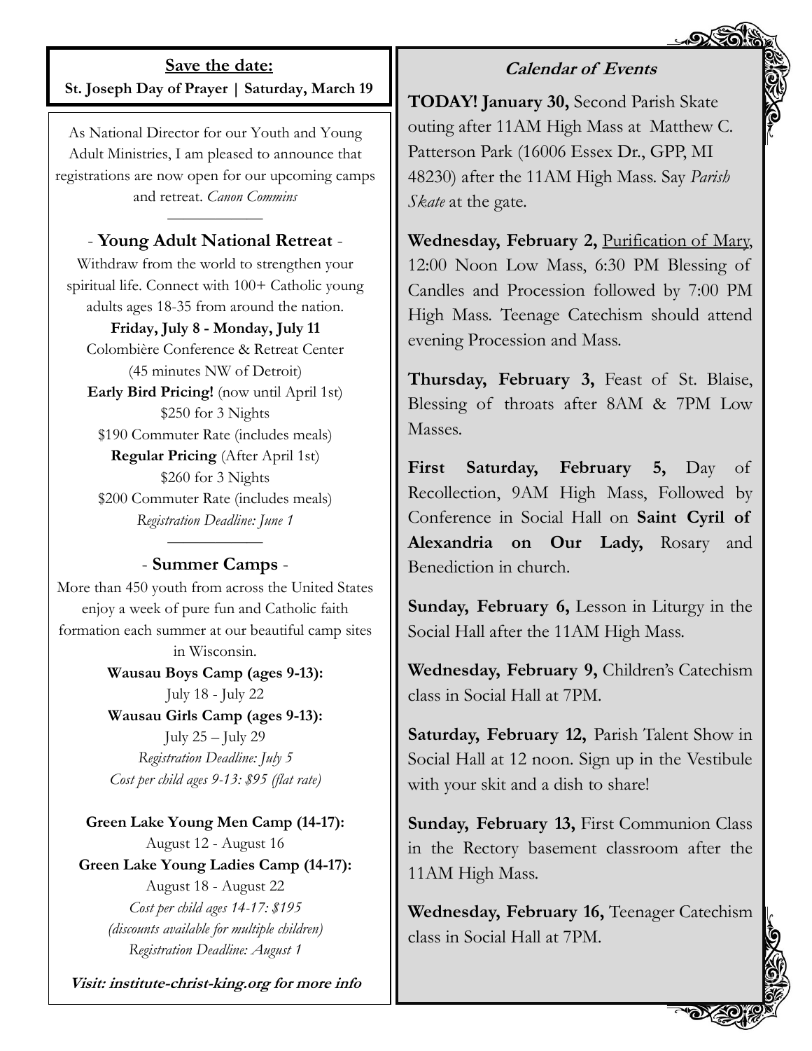**Save the date:**

**St. Joseph Day of Prayer | Saturday, March 19**

As National Director for our Youth and Young Adult Ministries, I am pleased to announce that registrations are now open for our upcoming camps and retreat. *Canon Commins*

## - Young Adult National Retreat -

Withdraw from the world to strengthen your spiritual life. Connect with 100+ Catholic young adults ages 18-35 from around the nation.

**Friday, July 8 - Monday, July 11**

Colombière Conference & Retreat Center (45 minutes NW of Detroit)

**Early Bird Pricing!** (now until April 1st)

$250 for 3 Nights

$190 Commuter Rate (includes meals)

**Regular Pricing** (After April 1st)

$260 for 3 Nights

$200 Commuter Rate (includes meals)

*Registration Deadline: June 1*

## - Summer Camps -

More than 450 youth from across the United States enjoy a week of pure fun and Catholic faith formation each summer at our beautiful camp sites in Wisconsin.

**Wausau Boys Camp (ages 9-13):**

July 18 - July 22

**Wausau Girls Camp (ages 9-13):**

July 25 – July 29

*Registration Deadline: July 5*

*Cost per child ages 9-13: $95 (flat rate)*

**Green Lake Young Men Camp (14-17):**

August 12 - August 16

**Green Lake Young Ladies Camp (14-17):**

August 18 - August 22

*Cost per child ages 14-17: $195*

*(discounts available for multiple children)*

*Registration Deadline: August 1*

***Visit: institute-christ-king.org for more info***

## *Calendar of Events*

**TODAY! January 30,** Second Parish Skate outing after 11AM High Mass at Matthew C. Patterson Park (16006 Essex Dr., GPP, MI 48230) after the 11AM High Mass. Say *Parish Skate* at the gate.

**Wednesday, February 2,** Purification of Mary, 12:00 Noon Low Mass, 6:30 PM Blessing of Candles and Procession followed by 7:00 PM High Mass. Teenage Catechism should attend evening Procession and Mass.

**Thursday, February 3,** Feast of St. Blaise, Blessing of throats after 8AM & 7PM Low Masses.

**First Saturday, February 5,** Day of Recollection, 9AM High Mass, Followed by Conference in Social Hall on **Saint Cyril of Alexandria on Our Lady,** Rosary and Benediction in church.

**Sunday, February 6,** Lesson in Liturgy in the Social Hall after the 11AM High Mass.

**Wednesday, February 9,** Children's Catechism class in Social Hall at 7PM.

**Saturday, February 12,** Parish Talent Show in Social Hall at 12 noon. Sign up in the Vestibule with your skit and a dish to share!

**Sunday, February 13,** First Communion Class in the Rectory basement classroom after the 11AM High Mass.

**Wednesday, February 16,** Teenager Catechism class in Social Hall at 7PM.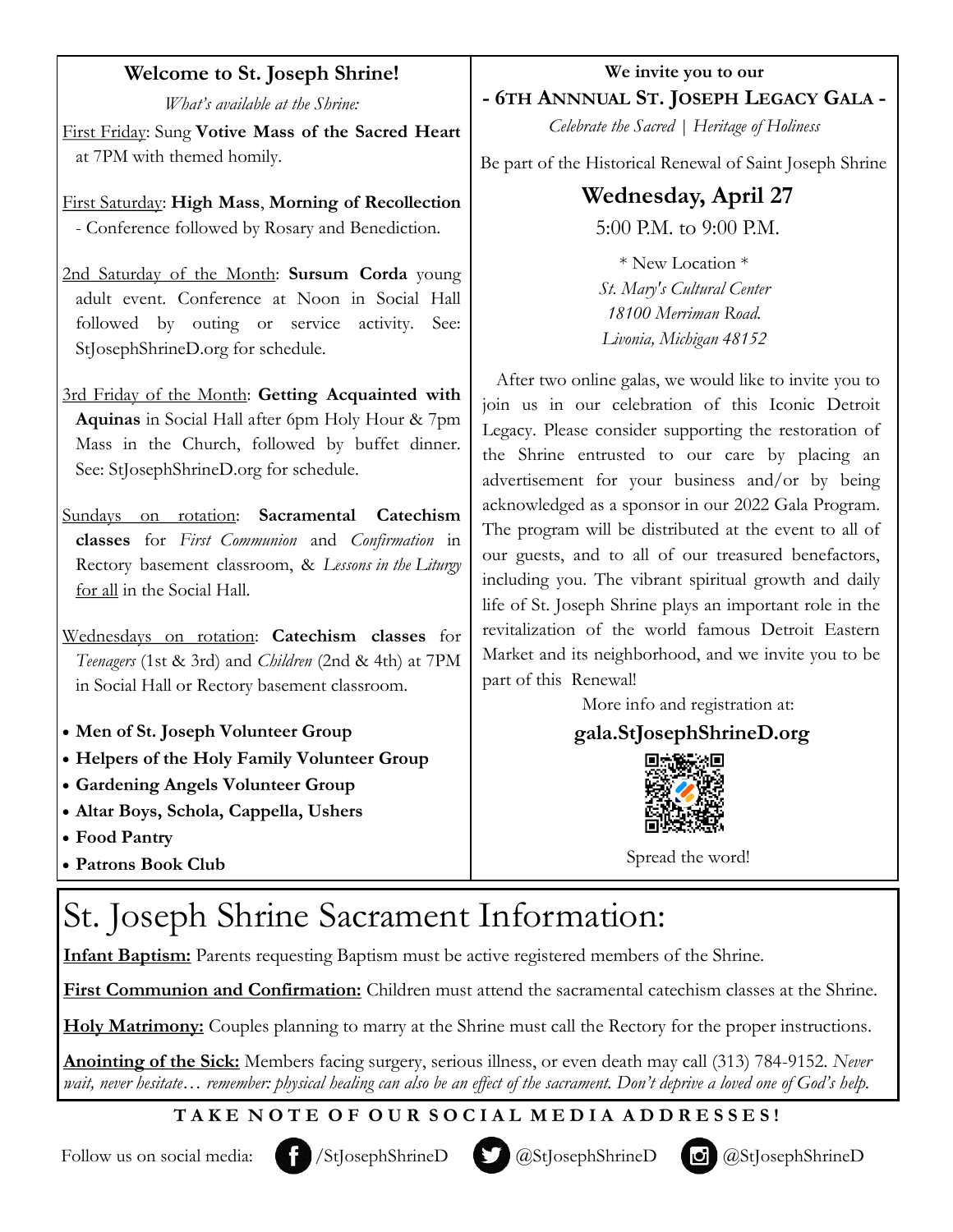## Welcome to St. Joseph Shrine!

*What's available at the Shrine:*

First Friday: Sung **Votive Mass of the Sacred Heart** at 7PM with themed homily.

First Saturday: **High Mass**, **Morning of Recollection** - Conference followed by Rosary and Benediction.

2nd Saturday of the Month: **Sursum Corda** young adult event. Conference at Noon in Social Hall followed by outing or service activity. See: StJosephShrineD.org for schedule.

3rd Friday of the Month: **Getting Acquainted with Aquinas** in Social Hall after 6pm Holy Hour & 7pm Mass in the Church, followed by buffet dinner. See: StJosephShrineD.org for schedule.

Sundays on rotation: **Sacramental Catechism classes** for *First Communion* and *Confirmation* in Rectory basement classroom, & *Lessons in the Liturgy* for all in the Social Hall.

Wednesdays on rotation: **Catechism classes** for *Teenagers* (1st & 3rd) and *Children* (2nd & 4th) at 7PM in Social Hall or Rectory basement classroom.

- **Men of St. Joseph Volunteer Group**
- **Helpers of the Holy Family Volunteer Group**
- **Gardening Angels Volunteer Group**
- **Altar Boys, Schola, Cappella, Ushers**
- **Food Pantry**
- **Patrons Book Club**

**We invite you to our**

## - 6TH ANNNUAL ST. JOSEPH LEGACY GALA -

*Celebrate the Sacred | Heritage of Holiness*

Be part of the Historical Renewal of Saint Joseph Shrine

### Wednesday, April 27

5:00 P.M. to 9:00 P.M.

\* New Location \*

*St. Mary's Cultural Center*
*18100 Merriman Road.*
*Livonia, Michigan 48152*

After two online galas, we would like to invite you to join us in our celebration of this Iconic Detroit Legacy. Please consider supporting the restoration of the Shrine entrusted to our care by placing an advertisement for your business and/or by being acknowledged as a sponsor in our 2022 Gala Program. The program will be distributed at the event to all of our guests, and to all of our treasured benefactors, including you. The vibrant spiritual growth and daily life of St. Joseph Shrine plays an important role in the revitalization of the world famous Detroit Eastern Market and its neighborhood, and we invite you to be part of this Renewal!

More info and registration at:

**gala.StJosephShrineD.org**

Spread the word!

# St. Joseph Shrine Sacrament Information:

**Infant Baptism:** Parents requesting Baptism must be active registered members of the Shrine.

**First Communion and Confirmation:** Children must attend the sacramental catechism classes at the Shrine.

**Holy Matrimony:** Couples planning to marry at the Shrine must call the Rectory for the proper instructions.

**Anointing of the Sick:** Members facing surgery, serious illness, or even death may call (313) 784-9152. *Never wait, never hesitate… remember: physical healing can also be an effect of the sacrament. Don't deprive a loved one of God's help.*

**TAKE NOTE OF OUR SOCIAL MEDIA ADDRESSES!**

Follow us on social media: /StJosephShrineD @StJosephShrineD @StJosephShrineD